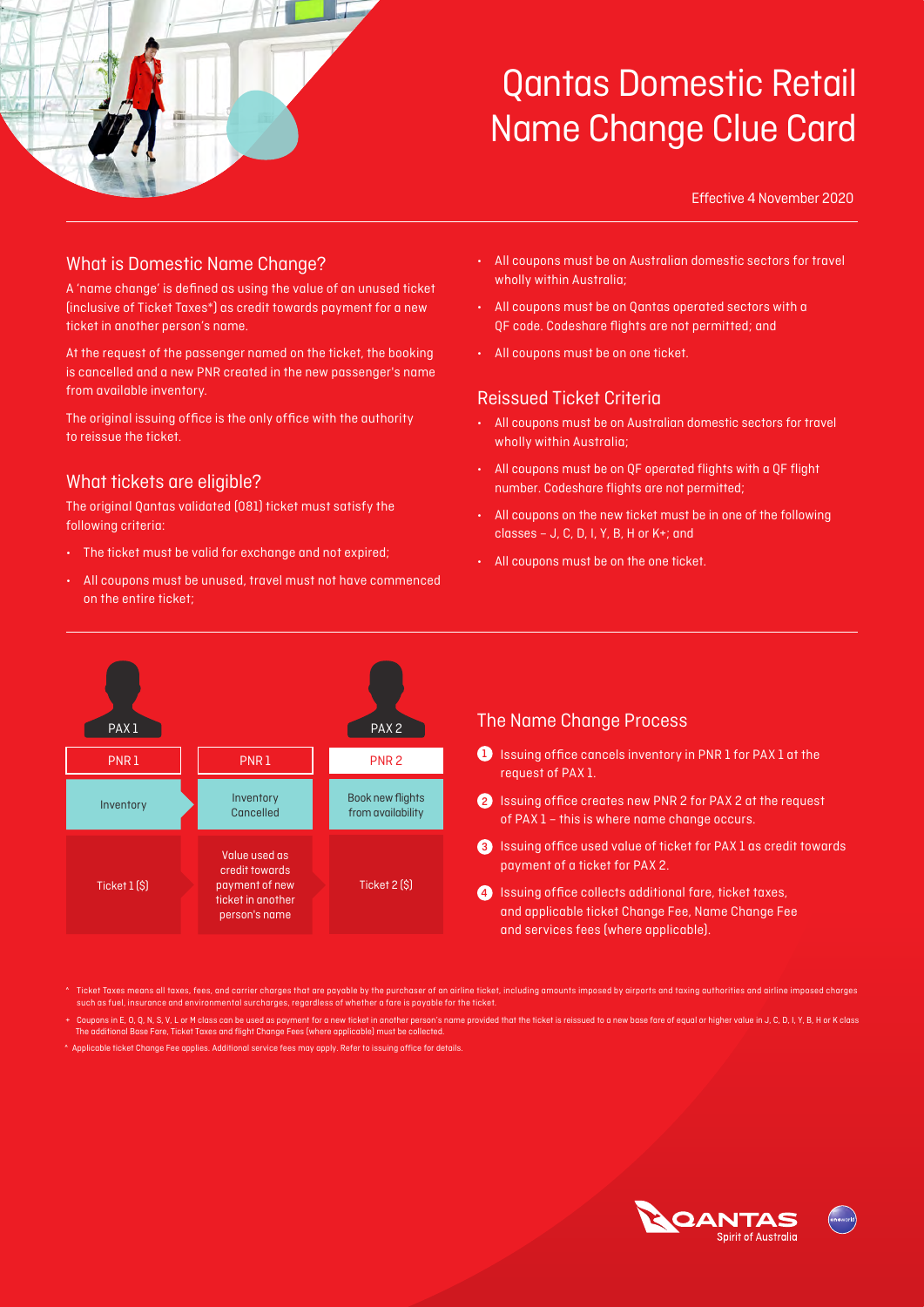# Qantas Domestic Retail Name Change Clue Card

Effective 4 November 2020

## What is Domestic Name Change?

A 'name change' is defined as using the value of an unused ticket (inclusive of Ticket Taxes*) as credit towards payment for a new ticket in another person's name.

At the request of the passenger named on the ticket, the booking is cancelled and a new PNR created in the new passenger's name from available inventory.

The original issuing office is the only office with the authority to reissue the ticket.

## What tickets are eligible?

The original Qantas validated (081) ticket must satisfy the following criteria:

- The ticket must be valid for exchange and not expired;
- All coupons must be unused, travel must not have commenced on the entire ticket;
- All coupons must be on Australian domestic sectors for travel wholly within Australia;
- All coupons must be on Qantas operated sectors with a QF code. Codeshare flights are not permitted; and
- All coupons must be on one ticket.

## Reissued Ticket Criteria

- All coupons must be on Australian domestic sectors for travel wholly within Australia;
- All coupons must be on QF operated flights with a QF flight number. Codeshare flights are not permitted;
- All coupons on the new ticket must be in one of the following classes – J, C, D, I, Y, B, H or K+; and
- All coupons must be on the one ticket.

| PAX 1 | | PAX 2 |
|---|---|---|
| PNR 1 | PNR 1 | PNR 2 |
| Inventory | Inventory Cancelled | Book new flights from availability |
| Ticket 1 ($) | Value used as credit towards payment of new ticket in another person's name | Ticket 2 ($) |

## The Name Change Process

1. Issuing office cancels inventory in PNR 1 for PAX 1 at the request of PAX 1.
2. Issuing office creates new PNR 2 for PAX 2 at the request of PAX 1 – this is where name change occurs.
3. Issuing office used value of ticket for PAX 1 as credit towards payment of a ticket for PAX 2.
4. Issuing office collects additional fare, ticket taxes, and applicable ticket Change Fee, Name Change Fee and services fees (where applicable).

\* Ticket Taxes means all taxes, fees, and carrier charges that are payable by the purchaser of an airline ticket, including amounts imposed by airports and taxing authorities and airline imposed charges such as fuel, insurance and environmental surcharges, regardless of whether a fare is payable for the ticket.

\+ Coupons in E, O, Q, N, S, V, L or M class can be used as payment for a new ticket in another person's name provided that the ticket is reissued to a new base fare of equal or higher value in J, C, D, I, Y, B, H or K class. The additional Base Fare, Ticket Taxes and flight Change Fees (where applicable) must be collected.

^ Applicable ticket Change Fee applies. Additional service fees may apply. Refer to issuing office for details.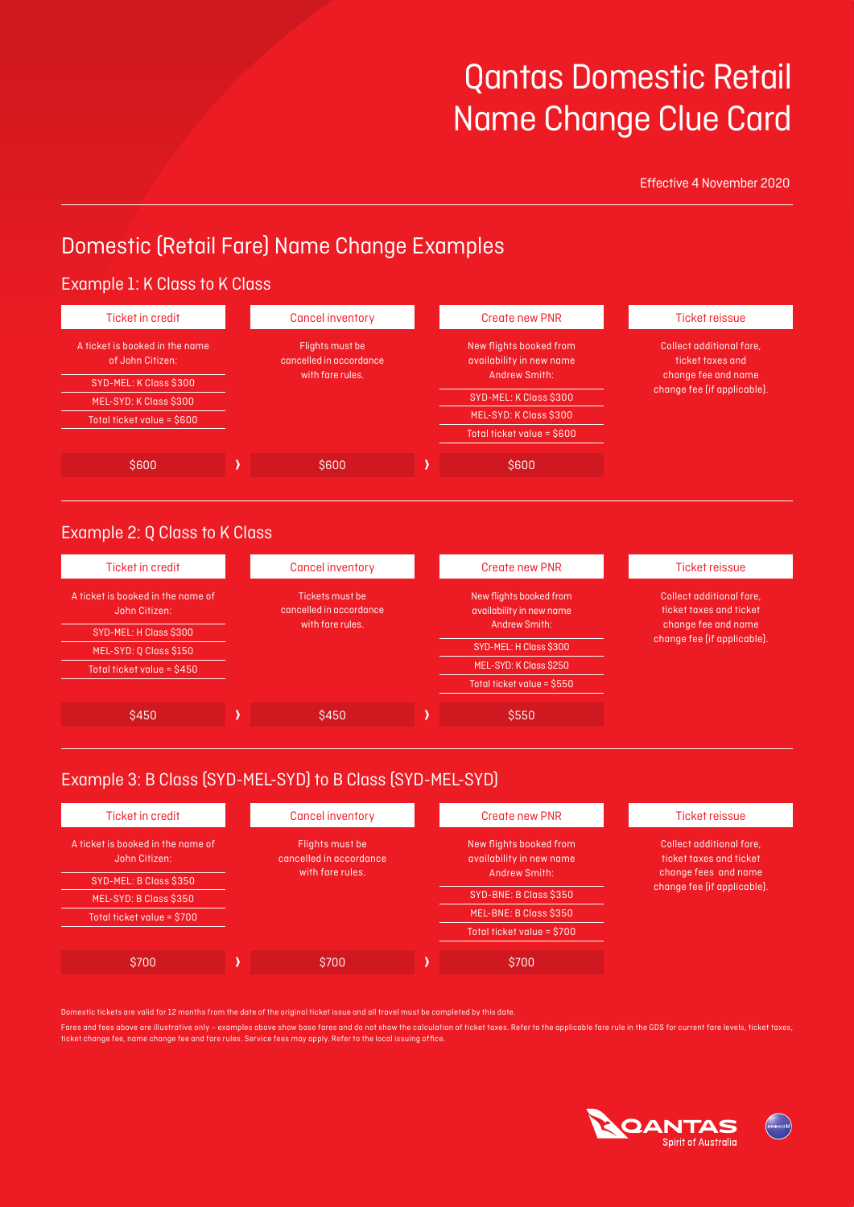# Qantas Domestic Retail Name Change Clue Card

Effective 4 November 2020

## Domestic (Retail Fare) Name Change Examples

### Example 1: K Class to K Class

| Ticket in credit | Cancel inventory | Create new PNR | Ticket reissue |
|---|---|---|---|
| A ticket is booked in the name of John Citizen: | Flights must be cancelled in accordance with fare rules. | New flights booked from availability in new name Andrew Smith: | Collect additional fare, ticket taxes and change fee and name change fee (if applicable). |
| SYD-MEL: K Class $300 | | SYD-MEL: K Class $300 | |
| MEL-SYD: K Class $300 | | MEL-SYD: K Class $300 | |
| Total ticket value = $600 | | Total ticket value = $600 | |
| $600 › | $600 › | $600 | |

### Example 2: Q Class to K Class

| Ticket in credit | Cancel inventory | Create new PNR | Ticket reissue |
|---|---|---|---|
| A ticket is booked in the name of John Citizen: | Tickets must be cancelled in accordance with fare rules. | New flights booked from availability in new name Andrew Smith: | Collect additional fare, ticket taxes and ticket change fee and name change fee (if applicable). |
| SYD-MEL: H Class $300 | | SYD-MEL: H Class $300 | |
| MEL-SYD: Q Class $150 | | MEL-SYD: K Class $250 | |
| Total ticket value = $450 | | Total ticket value = $550 | |
| $450 › | $450 › | $550 | |

### Example 3: B Class (SYD-MEL-SYD) to B Class (SYD-MEL-SYD)

| Ticket in credit | Cancel inventory | Create new PNR | Ticket reissue |
|---|---|---|---|
| A ticket is booked in the name of John Citizen: | Flights must be cancelled in accordance with fare rules. | New flights booked from availability in new name Andrew Smith: | Collect additional fare, ticket taxes and ticket change fees and name change fee (if applicable). |
| SYD-MEL: B Class $350 | | SYD-BNE: B Class $350 | |
| MEL-SYD: B Class $350 | | MEL-BNE: B Class $350 | |
| Total ticket value = $700 | | Total ticket value = $700 | |
| $700 › | $700 › | $700 | |

Domestic tickets are valid for 12 months from the date of the original ticket issue and all travel must be completed by this date.

Fares and fees above are illustrative only – examples above show base fares and do not show the calculation of ticket taxes. Refer to the applicable fare rule in the GDS for current fare levels, ticket taxes, ticket change fee, name change fee and fare rules. Service fees may apply. Refer to the local issuing office.

QANTAS Spirit of Australia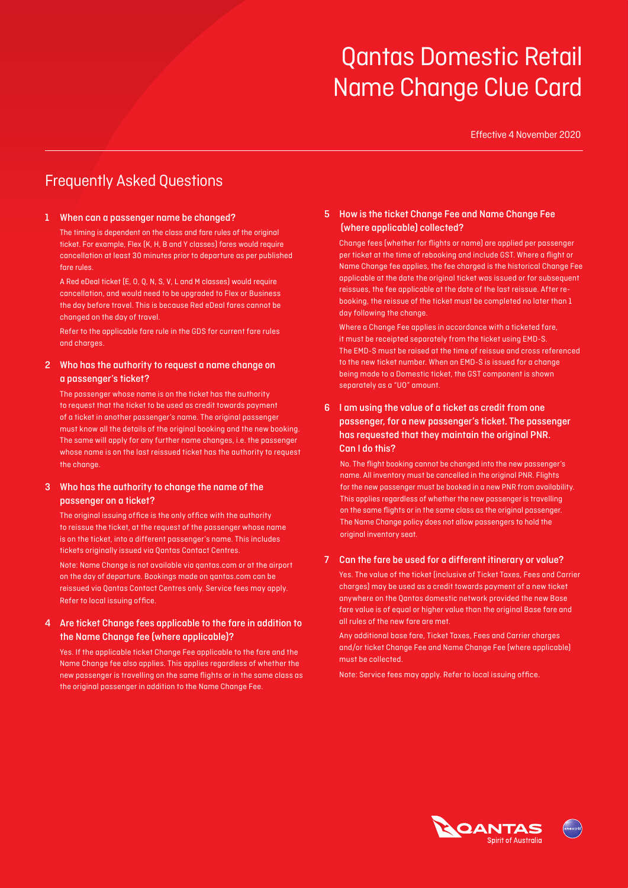# Qantas Domestic Retail Name Change Clue Card

Effective 4 November 2020

## Frequently Asked Questions

### 1 When can a passenger name be changed?

The timing is dependent on the class and fare rules of the original ticket. For example, Flex (K, H, B and Y classes) fares would require cancellation at least 30 minutes prior to departure as per published fare rules.

A Red eDeal ticket (E, O, Q, N, S, V, L and M classes) would require cancellation, and would need to be upgraded to Flex or Business the day before travel. This is because Red eDeal fares cannot be changed on the day of travel.

Refer to the applicable fare rule in the GDS for current fare rules and charges.

### 2 Who has the authority to request a name change on a passenger's ticket?

The passenger whose name is on the ticket has the authority to request that the ticket to be used as credit towards payment of a ticket in another passenger's name. The original passenger must know all the details of the original booking and the new booking. The same will apply for any further name changes, i.e. the passenger whose name is on the last reissued ticket has the authority to request the change.

### 3 Who has the authority to change the name of the passenger on a ticket?

The original issuing office is the only office with the authority to reissue the ticket, at the request of the passenger whose name is on the ticket, into a different passenger's name. This includes tickets originally issued via Qantas Contact Centres.

Note: Name Change is not available via qantas.com or at the airport on the day of departure. Bookings made on qantas.com can be reissued via Qantas Contact Centres only. Service fees may apply. Refer to local issuing office.

### 4 Are ticket Change fees applicable to the fare in addition to the Name Change fee (where applicable)?

Yes. If the applicable ticket Change Fee applicable to the fare and the Name Change fee also applies. This applies regardless of whether the new passenger is travelling on the same flights or in the same class as the original passenger in addition to the Name Change Fee.

### 5 How is the ticket Change Fee and Name Change Fee (where applicable) collected?

Change fees (whether for flights or name) are applied per passenger per ticket at the time of rebooking and include GST. Where a flight or Name Change fee applies, the fee charged is the historical Change Fee applicable at the date the original ticket was issued or for subsequent reissues, the fee applicable at the date of the last reissue. After re-booking, the reissue of the ticket must be completed no later than 1 day following the change.

Where a Change Fee applies in accordance with a ticketed fare, it must be receipted separately from the ticket using EMD-S. The EMD-S must be raised at the time of reissue and cross referenced to the new ticket number. When an EMD-S is issued for a change being made to a Domestic ticket, the GST component is shown separately as a "UO" amount.

### 6 I am using the value of a ticket as credit from one passenger, for a new passenger's ticket. The passenger has requested that they maintain the original PNR. Can I do this?

No. The flight booking cannot be changed into the new passenger's name. All inventory must be cancelled in the original PNR. Flights for the new passenger must be booked in a new PNR from availability. This applies regardless of whether the new passenger is travelling on the same flights or in the same class as the original passenger. The Name Change policy does not allow passengers to hold the original inventory seat.

### 7 Can the fare be used for a different itinerary or value?

Yes. The value of the ticket (inclusive of Ticket Taxes, Fees and Carrier charges) may be used as a credit towards payment of a new ticket anywhere on the Qantas domestic network provided the new Base fare value is of equal or higher value than the original Base fare and all rules of the new fare are met.

Any additional base fare, Ticket Taxes, Fees and Carrier charges and/or ticket Change Fee and Name Change Fee (where applicable) must be collected.

Note: Service fees may apply. Refer to local issuing office.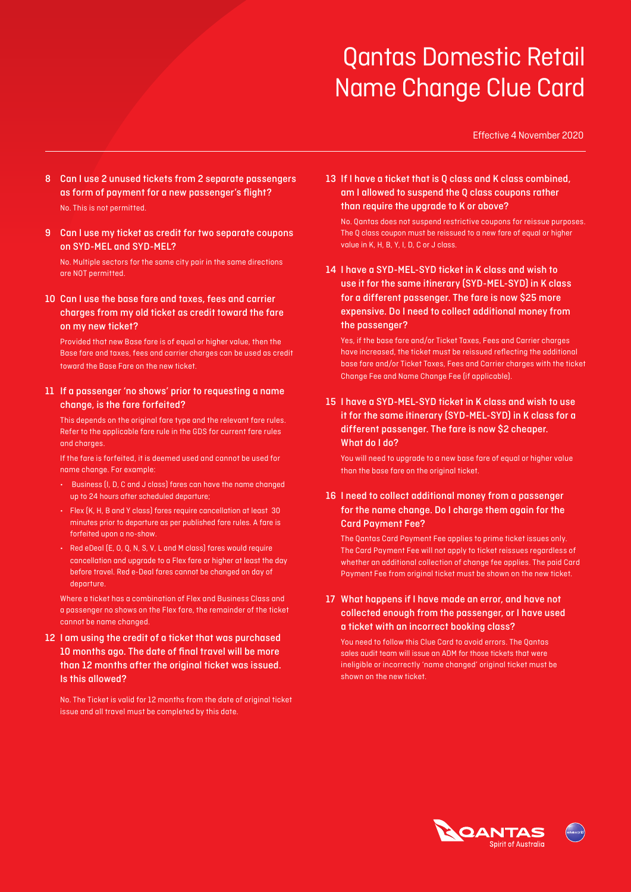# Qantas Domestic Retail Name Change Clue Card

Effective 4 November 2020

### 8 Can I use 2 unused tickets from 2 separate passengers as form of payment for a new passenger's flight?

No. This is not permitted.

### 9 Can I use my ticket as credit for two separate coupons on SYD-MEL and SYD-MEL?

No. Multiple sectors for the same city pair in the same directions are NOT permitted.

### 10 Can I use the base fare and taxes, fees and carrier charges from my old ticket as credit toward the fare on my new ticket?

Provided that new Base fare is of equal or higher value, then the Base fare and taxes, fees and carrier charges can be used as credit toward the Base Fare on the new ticket.

### 11 If a passenger 'no shows' prior to requesting a name change, is the fare forfeited?

This depends on the original fare type and the relevant fare rules. Refer to the applicable fare rule in the GDS for current fare rules and charges.

If the fare is forfeited, it is deemed used and cannot be used for name change. For example:

- Business (I, D, C and J class) fares can have the name changed up to 24 hours after scheduled departure;
- Flex (K, H, B and Y class) fares require cancellation at least 30 minutes prior to departure as per published fare rules. A fare is forfeited upon a no-show.
- Red eDeal (E, O, Q, N, S, V, L and M class) fares would require cancellation and upgrade to a Flex fare or higher at least the day before travel. Red e-Deal fares cannot be changed on day of departure.

Where a ticket has a combination of Flex and Business Class and a passenger no shows on the Flex fare, the remainder of the ticket cannot be name changed.

### 12 I am using the credit of a ticket that was purchased 10 months ago. The date of final travel will be more than 12 months after the original ticket was issued. Is this allowed?

No. The Ticket is valid for 12 months from the date of original ticket issue and all travel must be completed by this date.

### 13 If I have a ticket that is Q class and K class combined, am I allowed to suspend the Q class coupons rather than require the upgrade to K or above?

No. Qantas does not suspend restrictive coupons for reissue purposes. The Q class coupon must be reissued to a new fare of equal or higher value in K, H, B, Y, I, D, C or J class.

### 14 I have a SYD-MEL-SYD ticket in K class and wish to use it for the same itinerary (SYD-MEL-SYD) in K class for a different passenger. The fare is now $25 more expensive. Do I need to collect additional money from the passenger?

Yes, if the base fare and/or Ticket Taxes, Fees and Carrier charges have increased, the ticket must be reissued reflecting the additional base fare and/or Ticket Taxes, Fees and Carrier charges with the ticket Change Fee and Name Change Fee (if applicable).

### 15 I have a SYD-MEL-SYD ticket in K class and wish to use it for the same itinerary (SYD-MEL-SYD) in K class for a different passenger. The fare is now $2 cheaper. What do I do?

You will need to upgrade to a new base fare of equal or higher value than the base fare on the original ticket.

### 16 I need to collect additional money from a passenger for the name change. Do I charge them again for the Card Payment Fee?

The Qantas Card Payment Fee applies to prime ticket issues only. The Card Payment Fee will not apply to ticket reissues regardless of whether an additional collection of change fee applies. The paid Card Payment Fee from original ticket must be shown on the new ticket.

### 17 What happens if I have made an error, and have not collected enough from the passenger, or I have used a ticket with an incorrect booking class?

You need to follow this Clue Card to avoid errors. The Qantas sales audit team will issue an ADM for those tickets that were ineligible or incorrectly 'name changed' original ticket must be shown on the new ticket.

QANTAS
Spirit of Australia